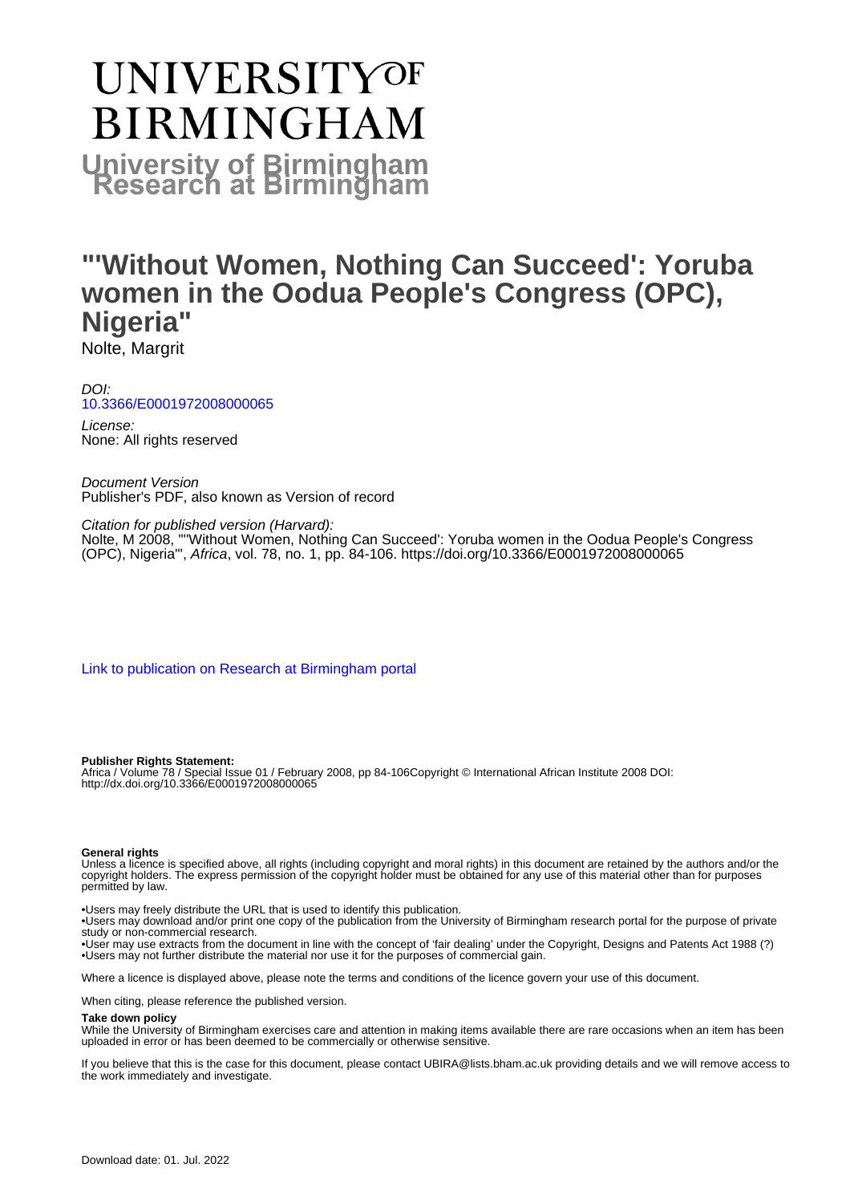# UNIVERSITY OF BIRMINGHAM

**University of Birmingham Research at Birmingham**

# "'Without Women, Nothing Can Succeed': Yoruba women in the Oodua People's Congress (OPC), Nigeria"

Nolte, Margrit

*DOI:*
10.3366/E0001972008000065

*License:*
None: All rights reserved

*Document Version*
Publisher's PDF, also known as Version of record

*Citation for published version (Harvard):*
Nolte, M 2008, "'Without Women, Nothing Can Succeed': Yoruba women in the Oodua People's Congress (OPC), Nigeria"', *Africa*, vol. 78, no. 1, pp. 84-106. https://doi.org/10.3366/E0001972008000065

Link to publication on Research at Birmingham portal

**Publisher Rights Statement:**
Africa / Volume 78 / Special Issue 01 / February 2008, pp 84-106Copyright © International African Institute 2008 DOI: http://dx.doi.org/10.3366/E0001972008000065

**General rights**
Unless a licence is specified above, all rights (including copyright and moral rights) in this document are retained by the authors and/or the copyright holders. The express permission of the copyright holder must be obtained for any use of this material other than for purposes permitted by law.

•Users may freely distribute the URL that is used to identify this publication.
•Users may download and/or print one copy of the publication from the University of Birmingham research portal for the purpose of private study or non-commercial research.
•User may use extracts from the document in line with the concept of 'fair dealing' under the Copyright, Designs and Patents Act 1988 (?)
•Users may not further distribute the material nor use it for the purposes of commercial gain.

Where a licence is displayed above, please note the terms and conditions of the licence govern your use of this document.

When citing, please reference the published version.

**Take down policy**
While the University of Birmingham exercises care and attention in making items available there are rare occasions when an item has been uploaded in error or has been deemed to be commercially or otherwise sensitive.

If you believe that this is the case for this document, please contact UBIRA@lists.bham.ac.uk providing details and we will remove access to the work immediately and investigate.

Download date: 01. Jul. 2022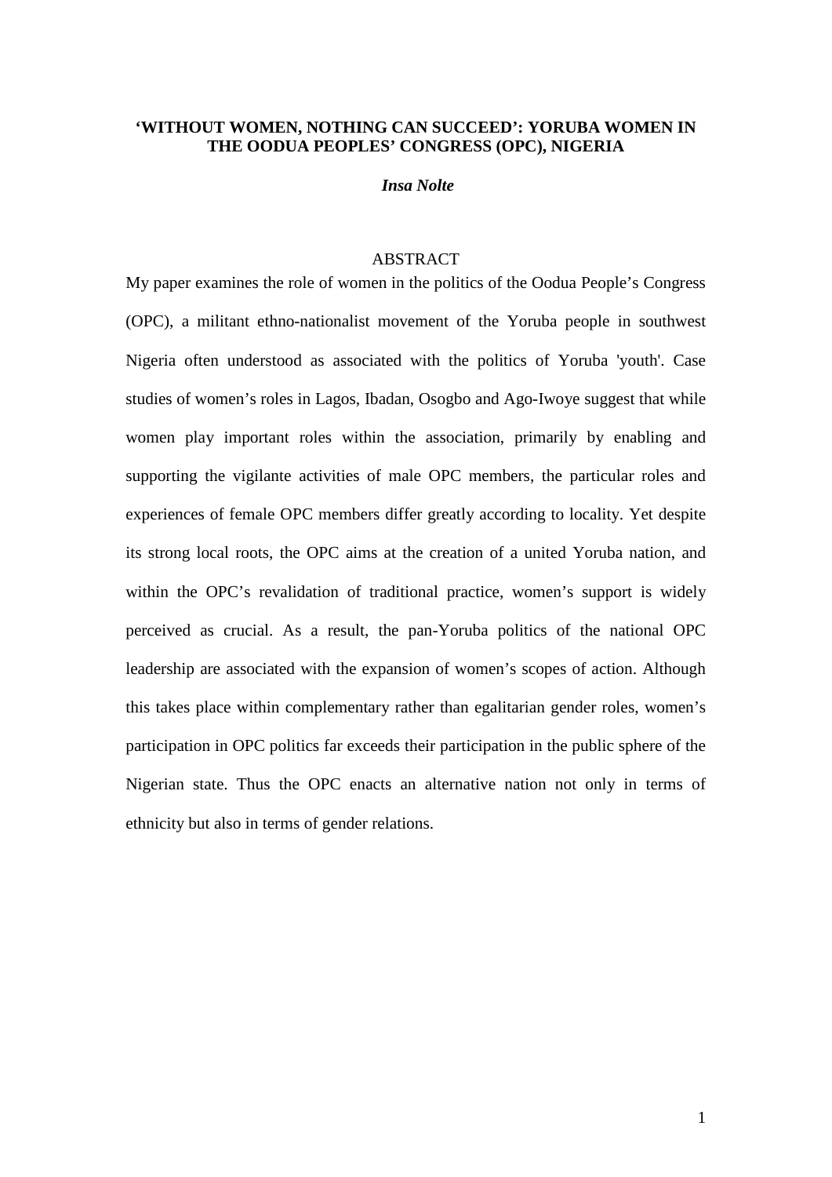**'WITHOUT WOMEN, NOTHING CAN SUCCEED': YORUBA WOMEN IN THE OODUA PEOPLES' CONGRESS (OPC), NIGERIA**

***Insa Nolte***

## ABSTRACT

My paper examines the role of women in the politics of the Oodua People's Congress (OPC), a militant ethno-nationalist movement of the Yoruba people in southwest Nigeria often understood as associated with the politics of Yoruba 'youth'. Case studies of women's roles in Lagos, Ibadan, Osogbo and Ago-Iwoye suggest that while women play important roles within the association, primarily by enabling and supporting the vigilante activities of male OPC members, the particular roles and experiences of female OPC members differ greatly according to locality. Yet despite its strong local roots, the OPC aims at the creation of a united Yoruba nation, and within the OPC's revalidation of traditional practice, women's support is widely perceived as crucial. As a result, the pan-Yoruba politics of the national OPC leadership are associated with the expansion of women's scopes of action. Although this takes place within complementary rather than egalitarian gender roles, women's participation in OPC politics far exceeds their participation in the public sphere of the Nigerian state. Thus the OPC enacts an alternative nation not only in terms of ethnicity but also in terms of gender relations.